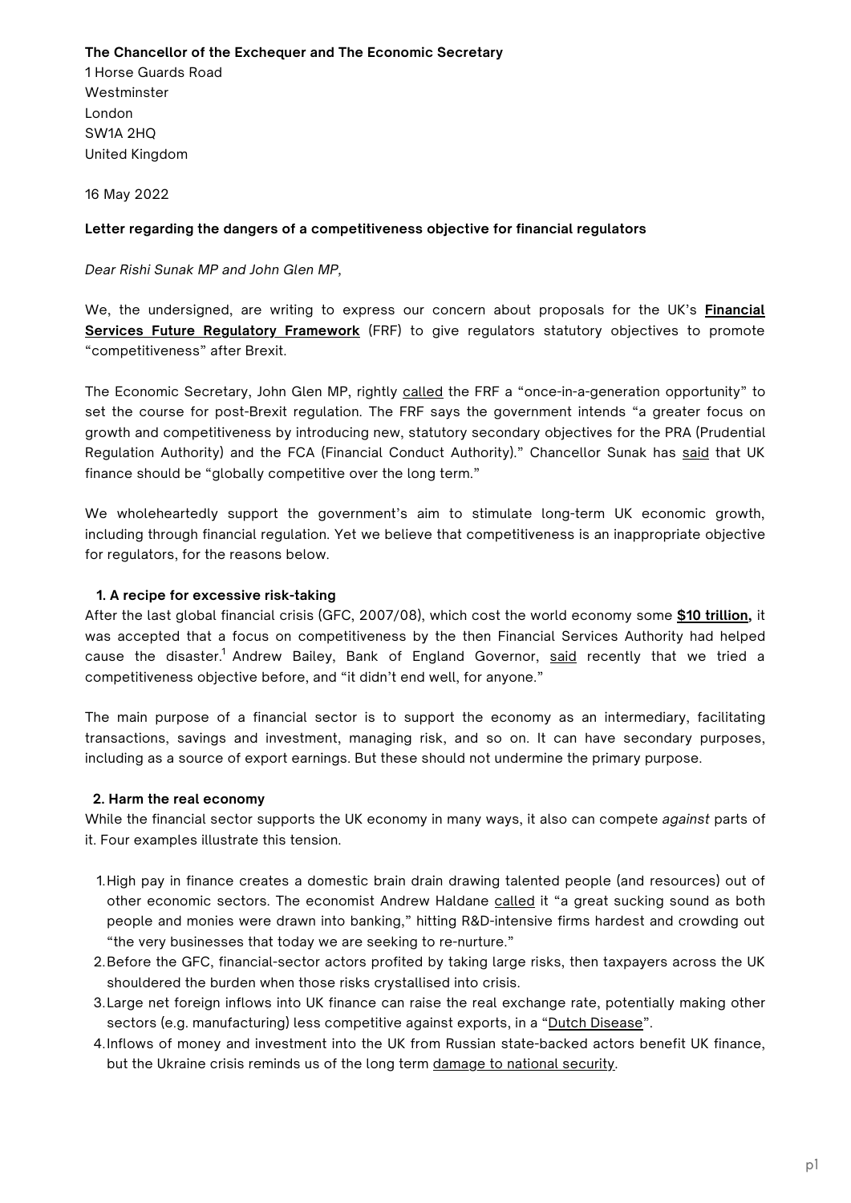**The Chancellor of the Exchequer and The Economic Secretary**
1 Horse Guards Road
Westminster
London
SW1A 2HQ
United Kingdom

16 May 2022

**Letter regarding the dangers of a competitiveness objective for financial regulators**

*Dear Rishi Sunak MP and John Glen MP,*

We, the undersigned, are writing to express our concern about proposals for the UK's **Financial Services Future Regulatory Framework** (FRF) to give regulators statutory objectives to promote "competitiveness" after Brexit.

The Economic Secretary, John Glen MP, rightly called the FRF a "once-in-a-generation opportunity" to set the course for post-Brexit regulation. The FRF says the government intends "a greater focus on growth and competitiveness by introducing new, statutory secondary objectives for the PRA (Prudential Regulation Authority) and the FCA (Financial Conduct Authority)." Chancellor Sunak has said that UK finance should be "globally competitive over the long term."

We wholeheartedly support the government's aim to stimulate long-term UK economic growth, including through financial regulation. Yet we believe that competitiveness is an inappropriate objective for regulators, for the reasons below.

**1. A recipe for excessive risk-taking**

After the last global financial crisis (GFC, 2007/08), which cost the world economy some **$10 trillion,** it was accepted that a focus on competitiveness by the then Financial Services Authority had helped cause the disaster.[1] Andrew Bailey, Bank of England Governor, said recently that we tried a competitiveness objective before, and "it didn't end well, for anyone."

The main purpose of a financial sector is to support the economy as an intermediary, facilitating transactions, savings and investment, managing risk, and so on. It can have secondary purposes, including as a source of export earnings. But these should not undermine the primary purpose.

**2. Harm the real economy**

While the financial sector supports the UK economy in many ways, it also can compete *against* parts of it. Four examples illustrate this tension.

1. High pay in finance creates a domestic brain drain drawing talented people (and resources) out of other economic sectors. The economist Andrew Haldane called it "a great sucking sound as both people and monies were drawn into banking," hitting R&D-intensive firms hardest and crowding out "the very businesses that today we are seeking to re-nurture."
2. Before the GFC, financial-sector actors profited by taking large risks, then taxpayers across the UK shouldered the burden when those risks crystallised into crisis.
3. Large net foreign inflows into UK finance can raise the real exchange rate, potentially making other sectors (e.g. manufacturing) less competitive against exports, in a "Dutch Disease".
4. Inflows of money and investment into the UK from Russian state-backed actors benefit UK finance, but the Ukraine crisis reminds us of the long term damage to national security.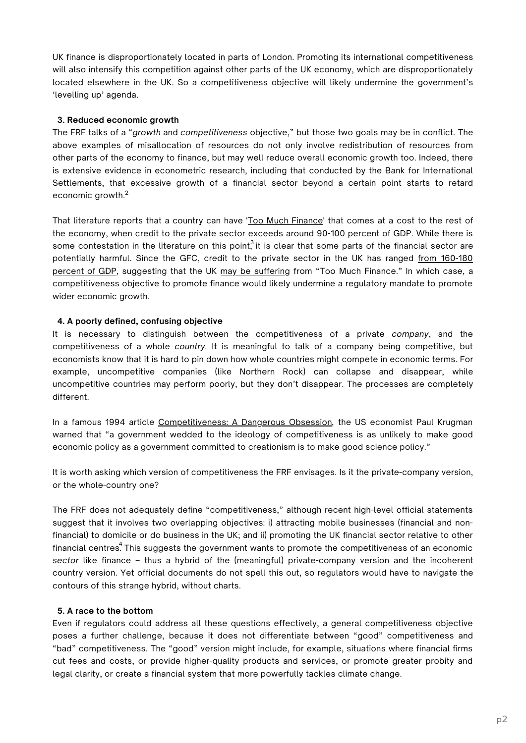UK finance is disproportionately located in parts of London. Promoting its international competitiveness will also intensify this competition against other parts of the UK economy, which are disproportionately located elsewhere in the UK. So a competitiveness objective will likely undermine the government's 'levelling up' agenda.

### 3. Reduced economic growth

The FRF talks of a "*growth* and *competitiveness* objective," but those two goals may be in conflict. The above examples of misallocation of resources do not only involve redistribution of resources from other parts of the economy to finance, but may well reduce overall economic growth too. Indeed, there is extensive evidence in econometric research, including that conducted by the Bank for International Settlements, that excessive growth of a financial sector beyond a certain point starts to retard economic growth.[2]

That literature reports that a country can have 'Too Much Finance' that comes at a cost to the rest of the economy, when credit to the private sector exceeds around 90-100 percent of GDP. While there is some contestation in the literature on this point,[3] it is clear that some parts of the financial sector are potentially harmful. Since the GFC, credit to the private sector in the UK has ranged from 160-180 percent of GDP, suggesting that the UK may be suffering from "Too Much Finance." In which case, a competitiveness objective to promote finance would likely undermine a regulatory mandate to promote wider economic growth.

### 4. A poorly defined, confusing objective

It is necessary to distinguish between the competitiveness of a private *company*, and the competitiveness of a whole *country*. It is meaningful to talk of a company being competitive, but economists know that it is hard to pin down how whole countries might compete in economic terms. For example, uncompetitive companies (like Northern Rock) can collapse and disappear, while uncompetitive countries may perform poorly, but they don't disappear. The processes are completely different.

In a famous 1994 article Competitiveness: A Dangerous Obsession, the US economist Paul Krugman warned that "a government wedded to the ideology of competitiveness is as unlikely to make good economic policy as a government committed to creationism is to make good science policy."

It is worth asking which version of competitiveness the FRF envisages. Is it the private-company version, or the whole-country one?

The FRF does not adequately define "competitiveness," although recent high-level official statements suggest that it involves two overlapping objectives: i) attracting mobile businesses (financial and non-financial) to domicile or do business in the UK; and ii) promoting the UK financial sector relative to other financial centres.[4] This suggests the government wants to promote the competitiveness of an economic *sector* like finance – thus a hybrid of the (meaningful) private-company version and the incoherent country version. Yet official documents do not spell this out, so regulators would have to navigate the contours of this strange hybrid, without charts.

### 5. A race to the bottom

Even if regulators could address all these questions effectively, a general competitiveness objective poses a further challenge, because it does not differentiate between "good" competitiveness and "bad" competitiveness. The "good" version might include, for example, situations where financial firms cut fees and costs, or provide higher-quality products and services, or promote greater probity and legal clarity, or create a financial system that more powerfully tackles climate change.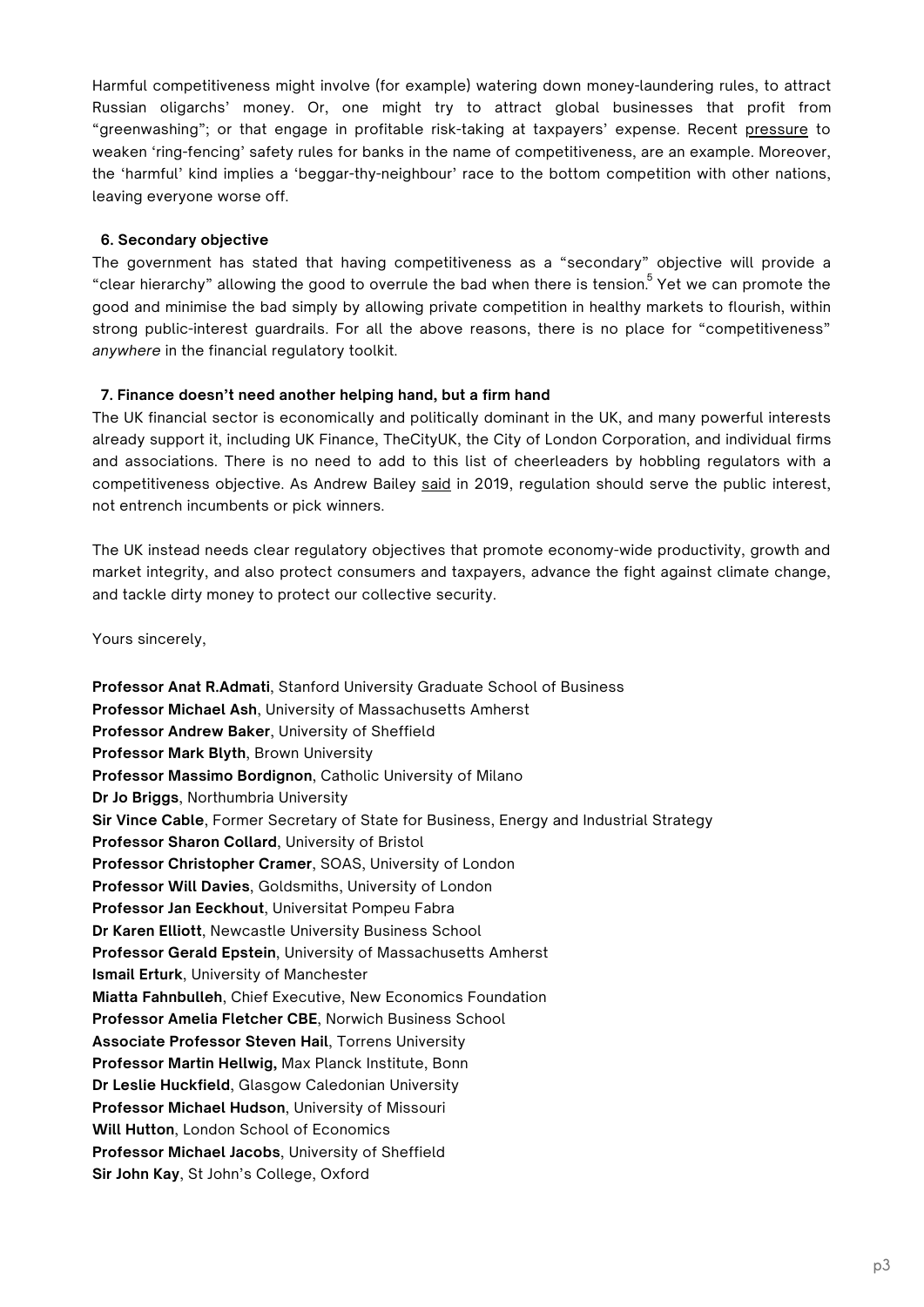Harmful competitiveness might involve (for example) watering down money-laundering rules, to attract Russian oligarchs' money. Or, one might try to attract global businesses that profit from "greenwashing"; or that engage in profitable risk-taking at taxpayers' expense. Recent pressure to weaken 'ring-fencing' safety rules for banks in the name of competitiveness, are an example. Moreover, the 'harmful' kind implies a 'beggar-thy-neighbour' race to the bottom competition with other nations, leaving everyone worse off.

**6. Secondary objective**

The government has stated that having competitiveness as a "secondary" objective will provide a "clear hierarchy" allowing the good to overrule the bad when there is tension.[5] Yet we can promote the good and minimise the bad simply by allowing private competition in healthy markets to flourish, within strong public-interest guardrails. For all the above reasons, there is no place for "competitiveness" *anywhere* in the financial regulatory toolkit.

**7. Finance doesn't need another helping hand, but a firm hand**

The UK financial sector is economically and politically dominant in the UK, and many powerful interests already support it, including UK Finance, TheCityUK, the City of London Corporation, and individual firms and associations. There is no need to add to this list of cheerleaders by hobbling regulators with a competitiveness objective. As Andrew Bailey said in 2019, regulation should serve the public interest, not entrench incumbents or pick winners.

The UK instead needs clear regulatory objectives that promote economy-wide productivity, growth and market integrity, and also protect consumers and taxpayers, advance the fight against climate change, and tackle dirty money to protect our collective security.

Yours sincerely,

**Professor Anat R.Admati**, Stanford University Graduate School of Business
**Professor Michael Ash**, University of Massachusetts Amherst
**Professor Andrew Baker**, University of Sheffield
**Professor Mark Blyth**, Brown University
**Professor Massimo Bordignon**, Catholic University of Milano
**Dr Jo Briggs**, Northumbria University
**Sir Vince Cable**, Former Secretary of State for Business, Energy and Industrial Strategy
**Professor Sharon Collard**, University of Bristol
**Professor Christopher Cramer**, SOAS, University of London
**Professor Will Davies**, Goldsmiths, University of London
**Professor Jan Eeckhout**, Universitat Pompeu Fabra
**Dr Karen Elliott**, Newcastle University Business School
**Professor Gerald Epstein**, University of Massachusetts Amherst
**Ismail Erturk**, University of Manchester
**Miatta Fahnbulleh**, Chief Executive, New Economics Foundation
**Professor Amelia Fletcher CBE**, Norwich Business School
**Associate Professor Steven Hail**, Torrens University
**Professor Martin Hellwig,** Max Planck Institute, Bonn
**Dr Leslie Huckfield**, Glasgow Caledonian University
**Professor Michael Hudson**, University of Missouri
**Will Hutton**, London School of Economics
**Professor Michael Jacobs**, University of Sheffield
**Sir John Kay**, St John's College, Oxford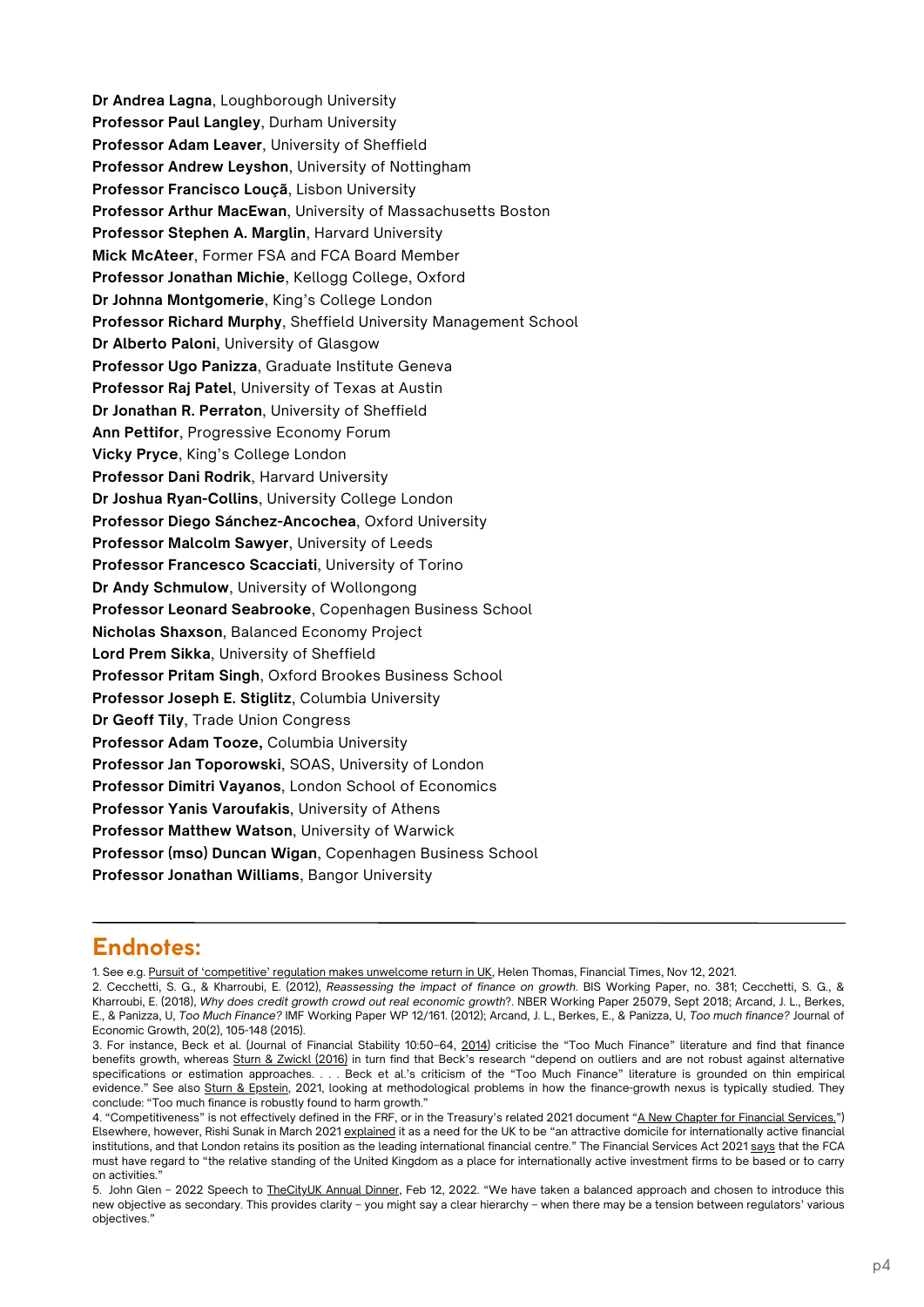**Dr Andrea Lagna**, Loughborough University
**Professor Paul Langley**, Durham University
**Professor Adam Leaver**, University of Sheffield
**Professor Andrew Leyshon**, University of Nottingham
**Professor Francisco Louçã**, Lisbon University
**Professor Arthur MacEwan**, University of Massachusetts Boston
**Professor Stephen A. Marglin**, Harvard University
**Mick McAteer**, Former FSA and FCA Board Member
**Professor Jonathan Michie**, Kellogg College, Oxford
**Dr Johnna Montgomerie**, King's College London
**Professor Richard Murphy**, Sheffield University Management School
**Dr Alberto Paloni**, University of Glasgow
**Professor Ugo Panizza**, Graduate Institute Geneva
**Professor Raj Patel**, University of Texas at Austin
**Dr Jonathan R. Perraton**, University of Sheffield
**Ann Pettifor**, Progressive Economy Forum
**Vicky Pryce**, King's College London
**Professor Dani Rodrik**, Harvard University
**Dr Joshua Ryan-Collins**, University College London
**Professor Diego Sánchez-Ancochea**, Oxford University
**Professor Malcolm Sawyer**, University of Leeds
**Professor Francesco Scacciati**, University of Torino
**Dr Andy Schmulow**, University of Wollongong
**Professor Leonard Seabrooke**, Copenhagen Business School
**Nicholas Shaxson**, Balanced Economy Project
**Lord Prem Sikka**, University of Sheffield
**Professor Pritam Singh**, Oxford Brookes Business School
**Professor Joseph E. Stiglitz**, Columbia University
**Dr Geoff Tily**, Trade Union Congress
**Professor Adam Tooze,** Columbia University
**Professor Jan Toporowski**, SOAS, University of London
**Professor Dimitri Vayanos**, London School of Economics
**Professor Yanis Varoufakis**, University of Athens
**Professor Matthew Watson**, University of Warwick
**Professor (mso) Duncan Wigan**, Copenhagen Business School
**Professor Jonathan Williams**, Bangor University

---

## Endnotes:

1. See e.g. Pursuit of 'competitive' regulation makes unwelcome return in UK, Helen Thomas, Financial Times, Nov 12, 2021.
2. Cecchetti, S. G., & Kharroubi, E. (2012), *Reassessing the impact of finance on growth.* BIS Working Paper, no. 381; Cecchetti, S. G., & Kharroubi, E. (2018), *Why does credit growth crowd out real economic growth*?. NBER Working Paper 25079, Sept 2018; Arcand, J. L., Berkes, E., & Panizza, U, *Too Much Finance?* IMF Working Paper WP 12/161. (2012); Arcand, J. L., Berkes, E., & Panizza, U, *Too much finance?* Journal of Economic Growth, 20(2), 105-148 (2015).
3. For instance, Beck et al. (Journal of Financial Stability 10:50–64, 2014) criticise the "Too Much Finance" literature and find that finance benefits growth, whereas Sturn & Zwickl (2016) in turn find that Beck's research "depend on outliers and are not robust against alternative specifications or estimation approaches. . . . Beck et al.'s criticism of the "Too Much Finance" literature is grounded on thin empirical evidence." See also Sturn & Epstein, 2021, looking at methodological problems in how the finance-growth nexus is typically studied. They conclude: "Too much finance is robustly found to harm growth."
4. "Competitiveness" is not effectively defined in the FRF, or in the Treasury's related 2021 document "A New Chapter for Financial Services.") Elsewhere, however, Rishi Sunak in March 2021 explained it as a need for the UK to be "an attractive domicile for internationally active financial institutions, and that London retains its position as the leading international financial centre." The Financial Services Act 2021 says that the FCA must have regard to "the relative standing of the United Kingdom as a place for internationally active investment firms to be based or to carry on activities."
5. John Glen – 2022 Speech to TheCityUK Annual Dinner, Feb 12, 2022. "We have taken a balanced approach and chosen to introduce this new objective as secondary. This provides clarity – you might say a clear hierarchy – when there may be a tension between regulators' various objectives."